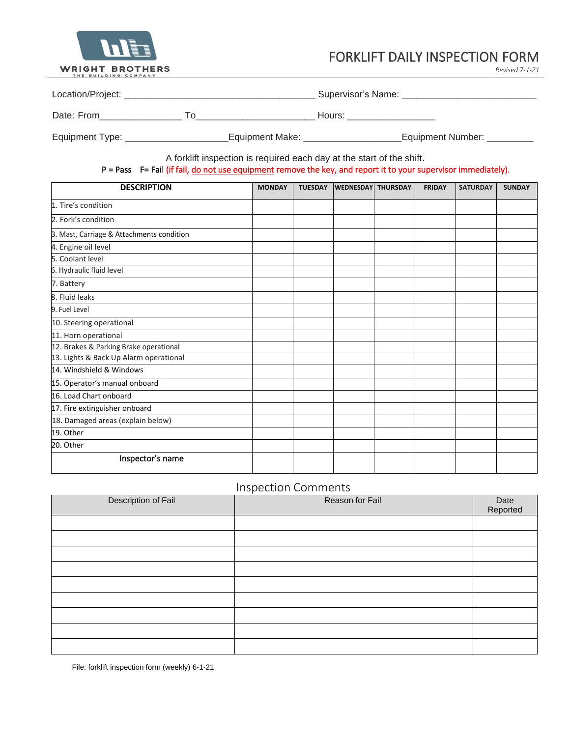WRIGHT BROTHERS
THE BUILDING COMPANY

# FORKLIFT DAILY INSPECTION FORM

*Revised 7-1-21*

Location/Project: ____________________________________ Supervisor's Name: _________________________

Date: From_______________ To______________________ Hours: ________________

Equipment Type: ___________________Equipment Make: __________________Equipment Number: _________

A forklift inspection is required each day at the start of the shift.

P = Pass F= Fail (if fail, do not use equipment remove the key, and report it to your supervisor immediately).

| DESCRIPTION | MONDAY | TUESDAY | WEDNESDAY | THURSDAY | FRIDAY | SATURDAY | SUNDAY |
|---|---|---|---|---|---|---|---|
| 1. Tire's condition | | | | | | | |
| 2. Fork's condition | | | | | | | |
| 3. Mast, Carriage & Attachments condition | | | | | | | |
| 4. Engine oil level | | | | | | | |
| 5. Coolant level | | | | | | | |
| 6. Hydraulic fluid level | | | | | | | |
| 7. Battery | | | | | | | |
| 8. Fluid leaks | | | | | | | |
| 9. Fuel Level | | | | | | | |
| 10. Steering operational | | | | | | | |
| 11. Horn operational | | | | | | | |
| 12. Brakes & Parking Brake operational | | | | | | | |
| 13. Lights & Back Up Alarm operational | | | | | | | |
| 14. Windshield & Windows | | | | | | | |
| 15. Operator's manual onboard | | | | | | | |
| 16. Load Chart onboard | | | | | | | |
| 17. Fire extinguisher onboard | | | | | | | |
| 18. Damaged areas (explain below) | | | | | | | |
| 19. Other | | | | | | | |
| 20. Other | | | | | | | |
| Inspector's name | | | | | | | |

## Inspection Comments

| Description of Fail | Reason for Fail | Date Reported |
|---|---|---|
| | | |
| | | |
| | | |
| | | |
| | | |
| | | |
| | | |
| | | |
| | | |

File: forklift inspection form (weekly) 6-1-21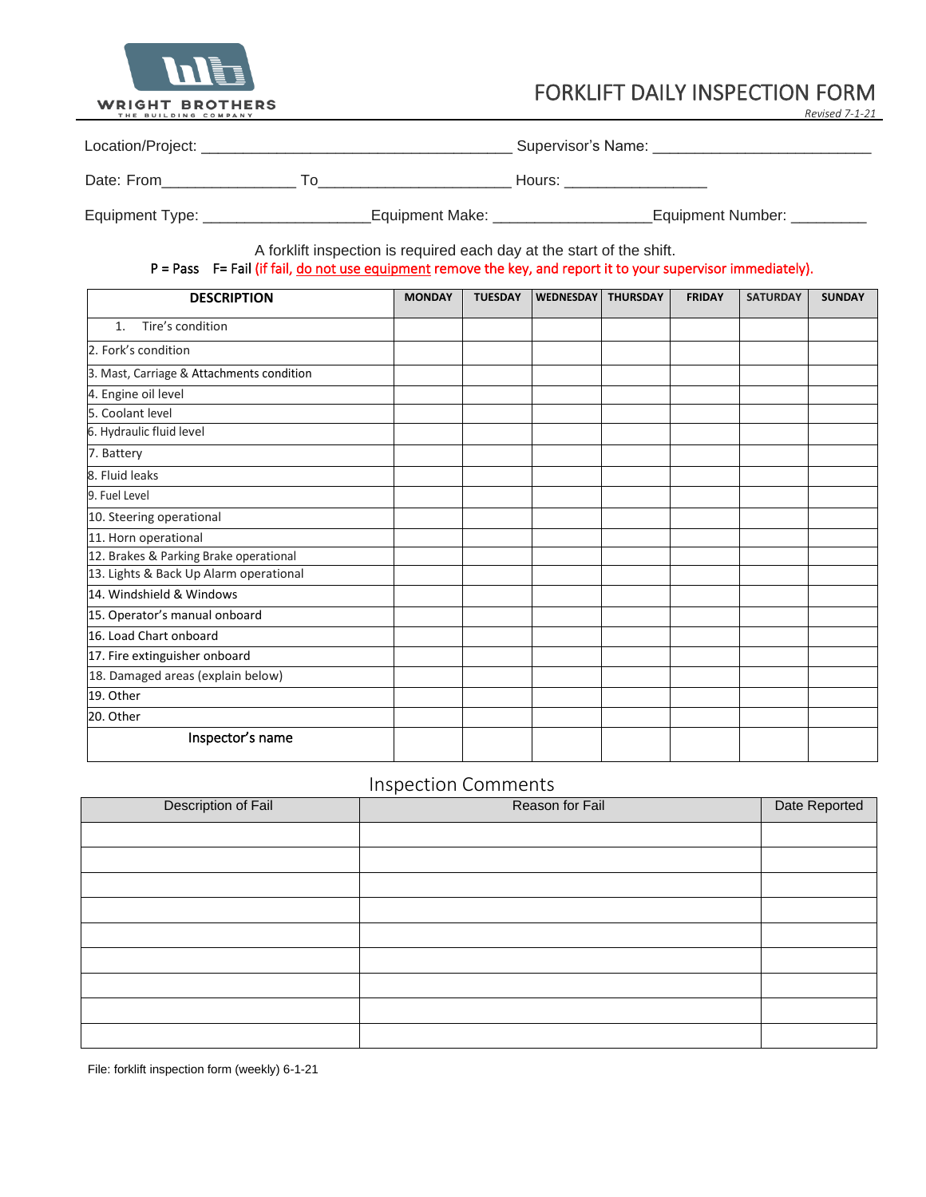WRIGHT BROTHERS
THE BUILDING COMPANY

# FORKLIFT DAILY INSPECTION FORM

*Revised 7-1-21*

Location/Project: ___________________________________ Supervisor's Name: _________________________

Date: From_______________ To______________________ Hours: ________________

Equipment Type: ___________________Equipment Make: __________________Equipment Number: _________

A forklift inspection is required each day at the start of the shift.

P = Pass F= Fail (if fail, do not use equipment remove the key, and report it to your supervisor immediately).

| DESCRIPTION | MONDAY | TUESDAY | WEDNESDAY | THURSDAY | FRIDAY | SATURDAY | SUNDAY |
|---|---|---|---|---|---|---|---|
| 1. Tire's condition | | | | | | | |
| 2. Fork's condition | | | | | | | |
| 3. Mast, Carriage & Attachments condition | | | | | | | |
| 4. Engine oil level | | | | | | | |
| 5. Coolant level | | | | | | | |
| 6. Hydraulic fluid level | | | | | | | |
| 7. Battery | | | | | | | |
| 8. Fluid leaks | | | | | | | |
| 9. Fuel Level | | | | | | | |
| 10. Steering operational | | | | | | | |
| 11. Horn operational | | | | | | | |
| 12. Brakes & Parking Brake operational | | | | | | | |
| 13. Lights & Back Up Alarm operational | | | | | | | |
| 14. Windshield & Windows | | | | | | | |
| 15. Operator's manual onboard | | | | | | | |
| 16. Load Chart onboard | | | | | | | |
| 17. Fire extinguisher onboard | | | | | | | |
| 18. Damaged areas (explain below) | | | | | | | |
| 19. Other | | | | | | | |
| 20. Other | | | | | | | |
| Inspector's name | | | | | | | |

## Inspection Comments

| Description of Fail | Reason for Fail | Date Reported |
|---|---|---|
| | | |
| | | |
| | | |
| | | |
| | | |
| | | |
| | | |
| | | |
| | | |

File: forklift inspection form (weekly) 6-1-21